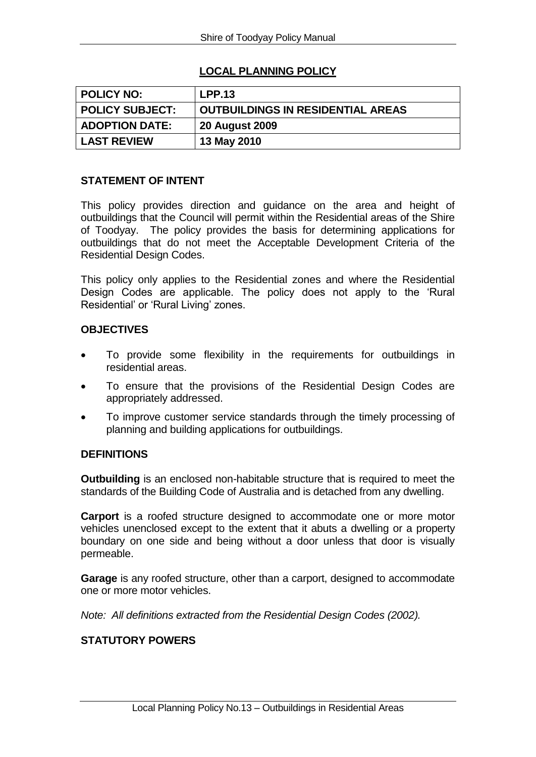## LOCAL PLANNING POLICY

| POLICY NO: | LPP.13 |
|---|---|
| POLICY SUBJECT: | OUTBUILDINGS IN RESIDENTIAL AREAS |
| ADOPTION DATE: | 20 August 2009 |
| LAST REVIEW | 13 May 2010 |

### STATEMENT OF INTENT

This policy provides direction and guidance on the area and height of outbuildings that the Council will permit within the Residential areas of the Shire of Toodyay. The policy provides the basis for determining applications for outbuildings that do not meet the Acceptable Development Criteria of the Residential Design Codes.

This policy only applies to the Residential zones and where the Residential Design Codes are applicable. The policy does not apply to the 'Rural Residential' or 'Rural Living' zones.

### OBJECTIVES

- To provide some flexibility in the requirements for outbuildings in residential areas.
- To ensure that the provisions of the Residential Design Codes are appropriately addressed.
- To improve customer service standards through the timely processing of planning and building applications for outbuildings.

### DEFINITIONS

**Outbuilding** is an enclosed non-habitable structure that is required to meet the standards of the Building Code of Australia and is detached from any dwelling.

**Carport** is a roofed structure designed to accommodate one or more motor vehicles unenclosed except to the extent that it abuts a dwelling or a property boundary on one side and being without a door unless that door is visually permeable.

**Garage** is any roofed structure, other than a carport, designed to accommodate one or more motor vehicles.

*Note: All definitions extracted from the Residential Design Codes (2002).*

### STATUTORY POWERS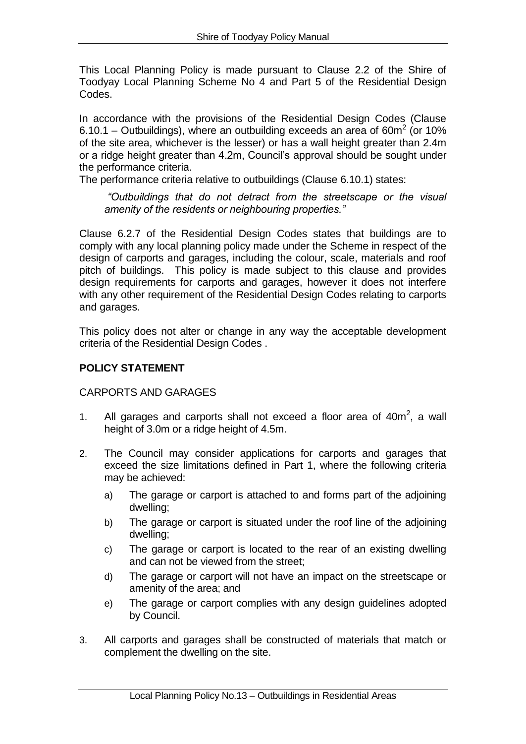This Local Planning Policy is made pursuant to Clause 2.2 of the Shire of Toodyay Local Planning Scheme No 4 and Part 5 of the Residential Design Codes.

In accordance with the provisions of the Residential Design Codes (Clause 6.10.1 – Outbuildings), where an outbuilding exceeds an area of $60m^2$ (or 10% of the site area, whichever is the lesser) or has a wall height greater than 2.4m or a ridge height greater than 4.2m, Council's approval should be sought under the performance criteria.

The performance criteria relative to outbuildings (Clause 6.10.1) states:

> *"Outbuildings that do not detract from the streetscape or the visual amenity of the residents or neighbouring properties."*

Clause 6.2.7 of the Residential Design Codes states that buildings are to comply with any local planning policy made under the Scheme in respect of the design of carports and garages, including the colour, scale, materials and roof pitch of buildings. This policy is made subject to this clause and provides design requirements for carports and garages, however it does not interfere with any other requirement of the Residential Design Codes relating to carports and garages.

This policy does not alter or change in any way the acceptable development criteria of the Residential Design Codes .

**POLICY STATEMENT**

CARPORTS AND GARAGES

1. All garages and carports shall not exceed a floor area of $40m^2$, a wall height of 3.0m or a ridge height of 4.5m.

2. The Council may consider applications for carports and garages that exceed the size limitations defined in Part 1, where the following criteria may be achieved:

   a) The garage or carport is attached to and forms part of the adjoining dwelling;

   b) The garage or carport is situated under the roof line of the adjoining dwelling;

   c) The garage or carport is located to the rear of an existing dwelling and can not be viewed from the street;

   d) The garage or carport will not have an impact on the streetscape or amenity of the area; and

   e) The garage or carport complies with any design guidelines adopted by Council.

3. All carports and garages shall be constructed of materials that match or complement the dwelling on the site.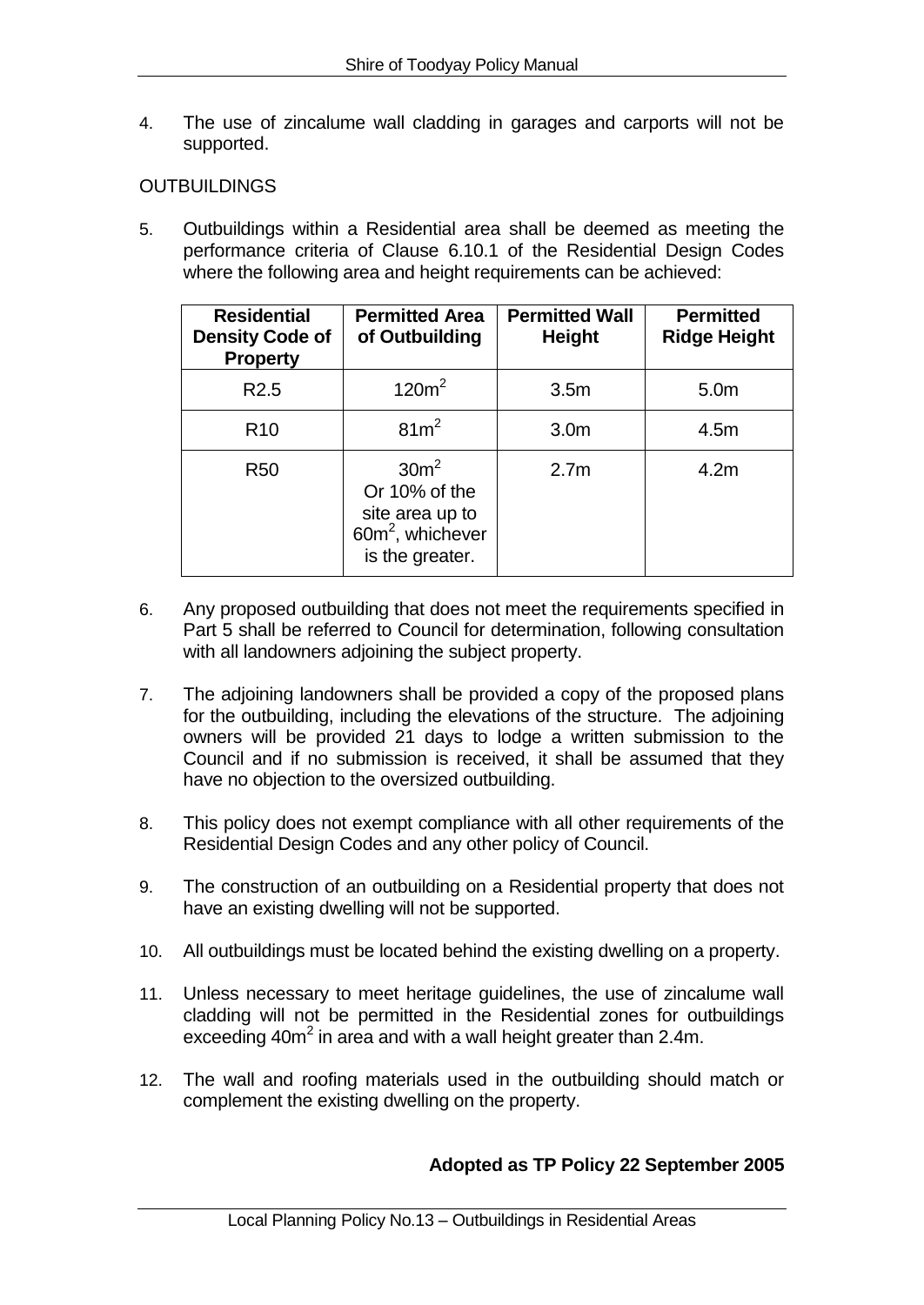4. The use of zincalume wall cladding in garages and carports will not be supported.

OUTBUILDINGS

5. Outbuildings within a Residential area shall be deemed as meeting the performance criteria of Clause 6.10.1 of the Residential Design Codes where the following area and height requirements can be achieved:

| Residential Density Code of Property | Permitted Area of Outbuilding | Permitted Wall Height | Permitted Ridge Height |
|---|---|---|---|
| R2.5 | $120m^2$ | 3.5m | 5.0m |
| R10 | $81m^2$ | 3.0m | 4.5m |
| R50 | $30m^2$ Or 10% of the site area up to $60m^2$, whichever is the greater. | 2.7m | 4.2m |

6. Any proposed outbuilding that does not meet the requirements specified in Part 5 shall be referred to Council for determination, following consultation with all landowners adjoining the subject property.

7. The adjoining landowners shall be provided a copy of the proposed plans for the outbuilding, including the elevations of the structure. The adjoining owners will be provided 21 days to lodge a written submission to the Council and if no submission is received, it shall be assumed that they have no objection to the oversized outbuilding.

8. This policy does not exempt compliance with all other requirements of the Residential Design Codes and any other policy of Council.

9. The construction of an outbuilding on a Residential property that does not have an existing dwelling will not be supported.

10. All outbuildings must be located behind the existing dwelling on a property.

11. Unless necessary to meet heritage guidelines, the use of zincalume wall cladding will not be permitted in the Residential zones for outbuildings exceeding $40m^2$ in area and with a wall height greater than 2.4m.

12. The wall and roofing materials used in the outbuilding should match or complement the existing dwelling on the property.

**Adopted as TP Policy 22 September 2005**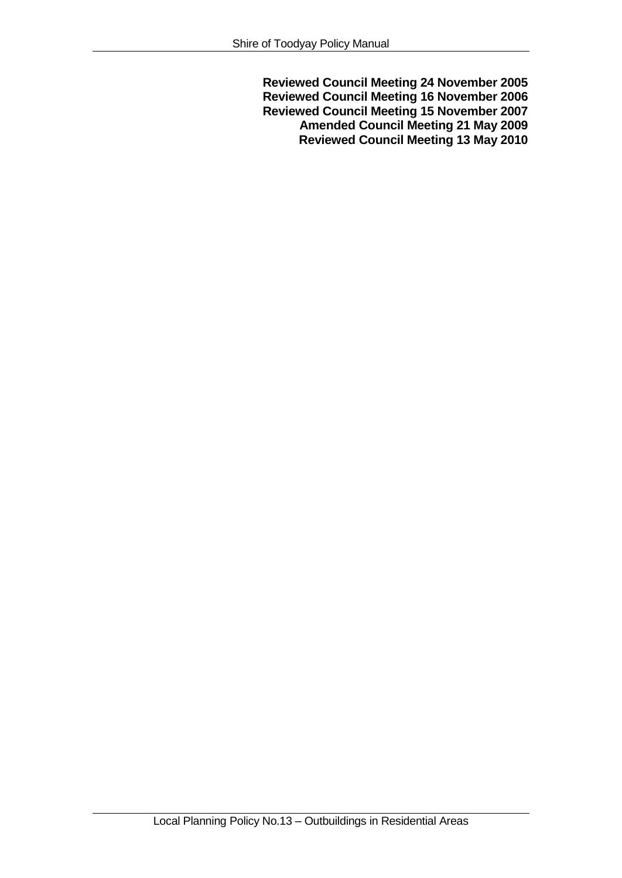**Reviewed Council Meeting 24 November 2005**
**Reviewed Council Meeting 16 November 2006**
**Reviewed Council Meeting 15 November 2007**
**Amended Council Meeting 21 May 2009**
**Reviewed Council Meeting 13 May 2010**